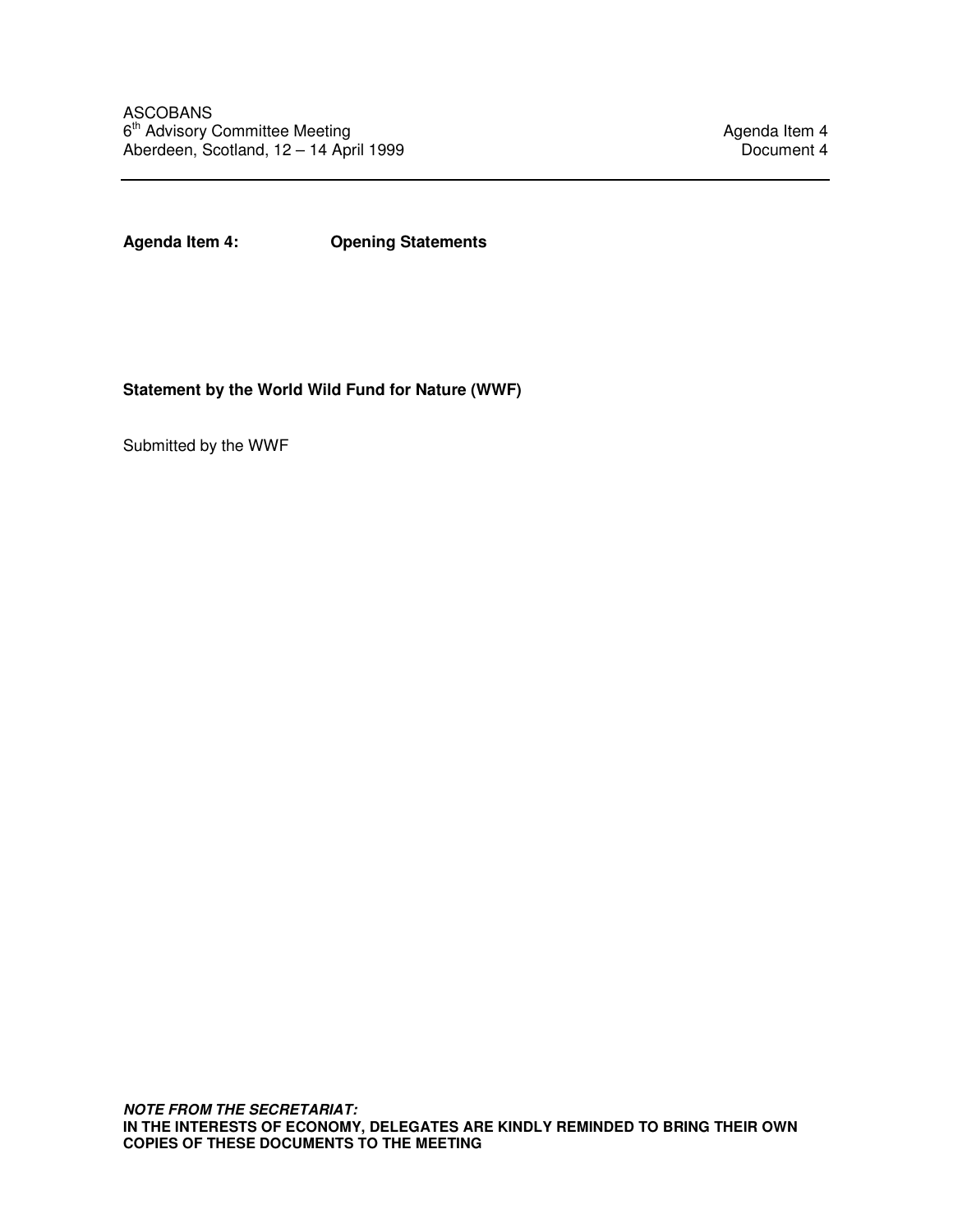ASCOBANS
6th Advisory Committee Meeting
Aberdeen, Scotland, 12 – 14 April 1999

Agenda Item 4
Document 4

---

**Agenda Item 4: Opening Statements**

**Statement by the World Wild Fund for Nature (WWF)**

Submitted by the WWF

***NOTE FROM THE SECRETARIAT:***
**IN THE INTERESTS OF ECONOMY, DELEGATES ARE KINDLY REMINDED TO BRING THEIR OWN COPIES OF THESE DOCUMENTS TO THE MEETING**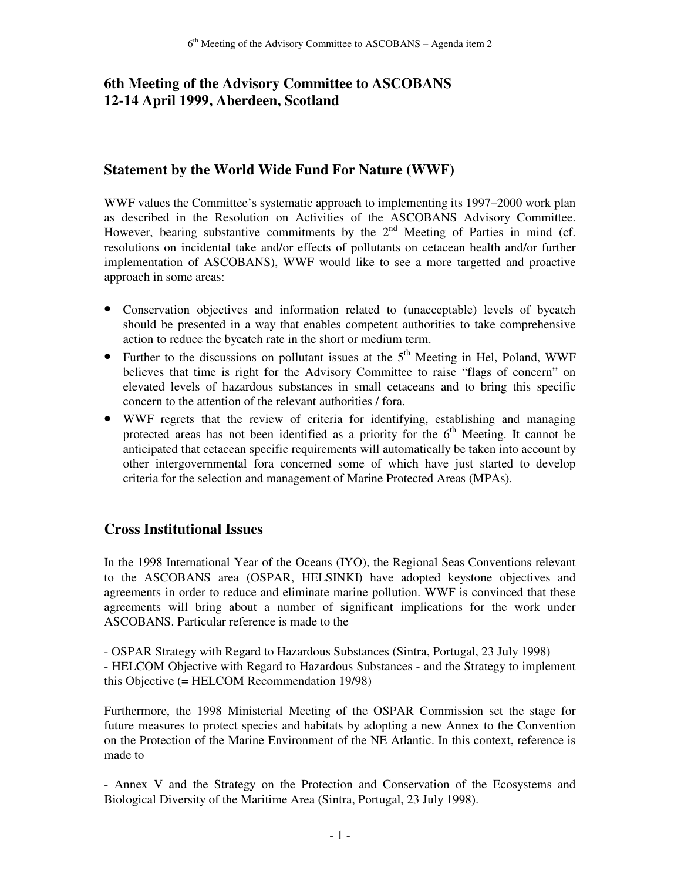## 6th Meeting of the Advisory Committee to ASCOBANS
## 12-14 April 1999, Aberdeen, Scotland

### Statement by the World Wide Fund For Nature (WWF)

WWF values the Committee's systematic approach to implementing its 1997–2000 work plan as described in the Resolution on Activities of the ASCOBANS Advisory Committee. However, bearing substantive commitments by the 2nd Meeting of Parties in mind (cf. resolutions on incidental take and/or effects of pollutants on cetacean health and/or further implementation of ASCOBANS), WWF would like to see a more targetted and proactive approach in some areas:

- Conservation objectives and information related to (unacceptable) levels of bycatch should be presented in a way that enables competent authorities to take comprehensive action to reduce the bycatch rate in the short or medium term.
- Further to the discussions on pollutant issues at the 5th Meeting in Hel, Poland, WWF believes that time is right for the Advisory Committee to raise "flags of concern" on elevated levels of hazardous substances in small cetaceans and to bring this specific concern to the attention of the relevant authorities / fora.
- WWF regrets that the review of criteria for identifying, establishing and managing protected areas has not been identified as a priority for the 6th Meeting. It cannot be anticipated that cetacean specific requirements will automatically be taken into account by other intergovernmental fora concerned some of which have just started to develop criteria for the selection and management of Marine Protected Areas (MPAs).

### Cross Institutional Issues

In the 1998 International Year of the Oceans (IYO), the Regional Seas Conventions relevant to the ASCOBANS area (OSPAR, HELSINKI) have adopted keystone objectives and agreements in order to reduce and eliminate marine pollution. WWF is convinced that these agreements will bring about a number of significant implications for the work under ASCOBANS. Particular reference is made to the

- OSPAR Strategy with Regard to Hazardous Substances (Sintra, Portugal, 23 July 1998)
- HELCOM Objective with Regard to Hazardous Substances - and the Strategy to implement this Objective (= HELCOM Recommendation 19/98)

Furthermore, the 1998 Ministerial Meeting of the OSPAR Commission set the stage for future measures to protect species and habitats by adopting a new Annex to the Convention on the Protection of the Marine Environment of the NE Atlantic. In this context, reference is made to

- Annex V and the Strategy on the Protection and Conservation of the Ecosystems and Biological Diversity of the Maritime Area (Sintra, Portugal, 23 July 1998).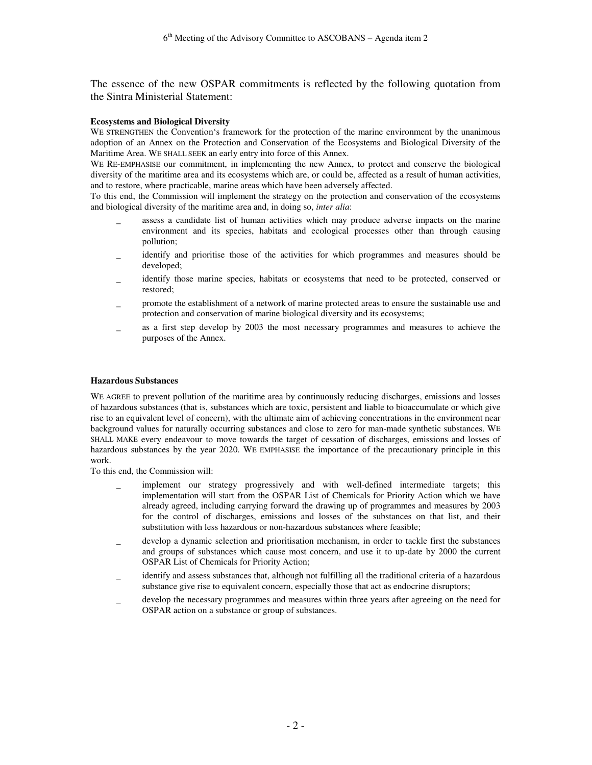The essence of the new OSPAR commitments is reflected by the following quotation from the Sintra Ministerial Statement:

**Ecosystems and Biological Diversity**

WE STRENGTHEN the Convention's framework for the protection of the marine environment by the unanimous adoption of an Annex on the Protection and Conservation of the Ecosystems and Biological Diversity of the Maritime Area. WE SHALL SEEK an early entry into force of this Annex.

WE RE-EMPHASISE our commitment, in implementing the new Annex, to protect and conserve the biological diversity of the maritime area and its ecosystems which are, or could be, affected as a result of human activities, and to restore, where practicable, marine areas which have been adversely affected.

To this end, the Commission will implement the strategy on the protection and conservation of the ecosystems and biological diversity of the maritime area and, in doing so, *inter alia*:

- assess a candidate list of human activities which may produce adverse impacts on the marine environment and its species, habitats and ecological processes other than through causing pollution;
- identify and prioritise those of the activities for which programmes and measures should be developed;
- identify those marine species, habitats or ecosystems that need to be protected, conserved or restored;
- promote the establishment of a network of marine protected areas to ensure the sustainable use and protection and conservation of marine biological diversity and its ecosystems;
- as a first step develop by 2003 the most necessary programmes and measures to achieve the purposes of the Annex.

**Hazardous Substances**

WE AGREE to prevent pollution of the maritime area by continuously reducing discharges, emissions and losses of hazardous substances (that is, substances which are toxic, persistent and liable to bioaccumulate or which give rise to an equivalent level of concern), with the ultimate aim of achieving concentrations in the environment near background values for naturally occurring substances and close to zero for man-made synthetic substances. WE SHALL MAKE every endeavour to move towards the target of cessation of discharges, emissions and losses of hazardous substances by the year 2020. WE EMPHASISE the importance of the precautionary principle in this work.

To this end, the Commission will:

- implement our strategy progressively and with well-defined intermediate targets; this implementation will start from the OSPAR List of Chemicals for Priority Action which we have already agreed, including carrying forward the drawing up of programmes and measures by 2003 for the control of discharges, emissions and losses of the substances on that list, and their substitution with less hazardous or non-hazardous substances where feasible;
- develop a dynamic selection and prioritisation mechanism, in order to tackle first the substances and groups of substances which cause most concern, and use it to up-date by 2000 the current OSPAR List of Chemicals for Priority Action;
- identify and assess substances that, although not fulfilling all the traditional criteria of a hazardous substance give rise to equivalent concern, especially those that act as endocrine disruptors;
- develop the necessary programmes and measures within three years after agreeing on the need for OSPAR action on a substance or group of substances.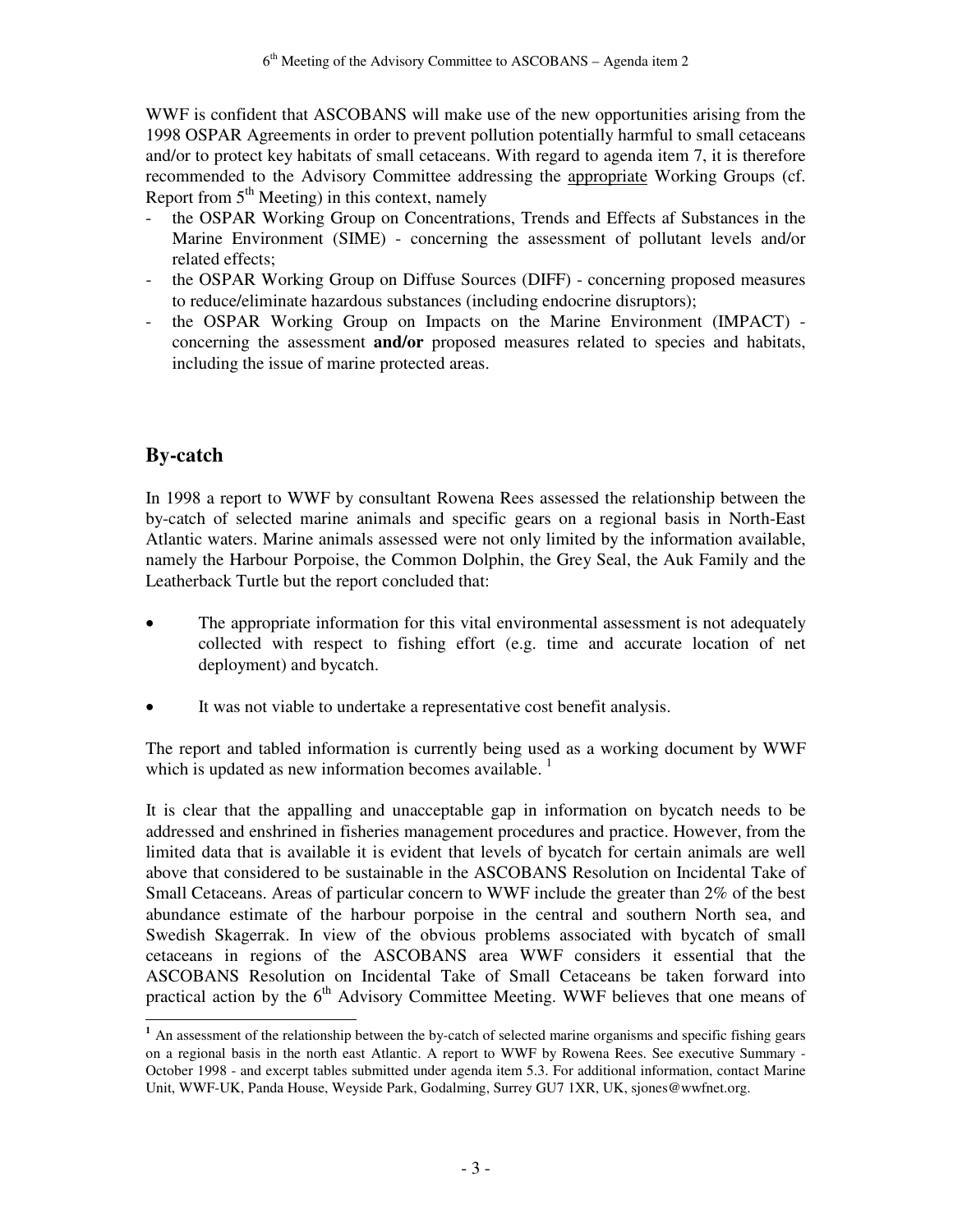WWF is confident that ASCOBANS will make use of the new opportunities arising from the 1998 OSPAR Agreements in order to prevent pollution potentially harmful to small cetaceans and/or to protect key habitats of small cetaceans. With regard to agenda item 7, it is therefore recommended to the Advisory Committee addressing the appropriate Working Groups (cf. Report from 5th Meeting) in this context, namely

- the OSPAR Working Group on Concentrations, Trends and Effects af Substances in the Marine Environment (SIME) - concerning the assessment of pollutant levels and/or related effects;
- the OSPAR Working Group on Diffuse Sources (DIFF) - concerning proposed measures to reduce/eliminate hazardous substances (including endocrine disruptors);
- the OSPAR Working Group on Impacts on the Marine Environment (IMPACT) - concerning the assessment **and/or** proposed measures related to species and habitats, including the issue of marine protected areas.

## By-catch

In 1998 a report to WWF by consultant Rowena Rees assessed the relationship between the by-catch of selected marine animals and specific gears on a regional basis in North-East Atlantic waters. Marine animals assessed were not only limited by the information available, namely the Harbour Porpoise, the Common Dolphin, the Grey Seal, the Auk Family and the Leatherback Turtle but the report concluded that:

- The appropriate information for this vital environmental assessment is not adequately collected with respect to fishing effort (e.g. time and accurate location of net deployment) and bycatch.
- It was not viable to undertake a representative cost benefit analysis.

The report and tabled information is currently being used as a working document by WWF which is updated as new information becomes available. [1]

It is clear that the appalling and unacceptable gap in information on bycatch needs to be addressed and enshrined in fisheries management procedures and practice. However, from the limited data that is available it is evident that levels of bycatch for certain animals are well above that considered to be sustainable in the ASCOBANS Resolution on Incidental Take of Small Cetaceans. Areas of particular concern to WWF include the greater than 2% of the best abundance estimate of the harbour porpoise in the central and southern North sea, and Swedish Skagerrak. In view of the obvious problems associated with bycatch of small cetaceans in regions of the ASCOBANS area WWF considers it essential that the ASCOBANS Resolution on Incidental Take of Small Cetaceans be taken forward into practical action by the 6th Advisory Committee Meeting. WWF believes that one means of

---

[1] An assessment of the relationship between the by-catch of selected marine organisms and specific fishing gears on a regional basis in the north east Atlantic. A report to WWF by Rowena Rees. See executive Summary - October 1998 - and excerpt tables submitted under agenda item 5.3. For additional information, contact Marine Unit, WWF-UK, Panda House, Weyside Park, Godalming, Surrey GU7 1XR, UK, sjones@wwfnet.org.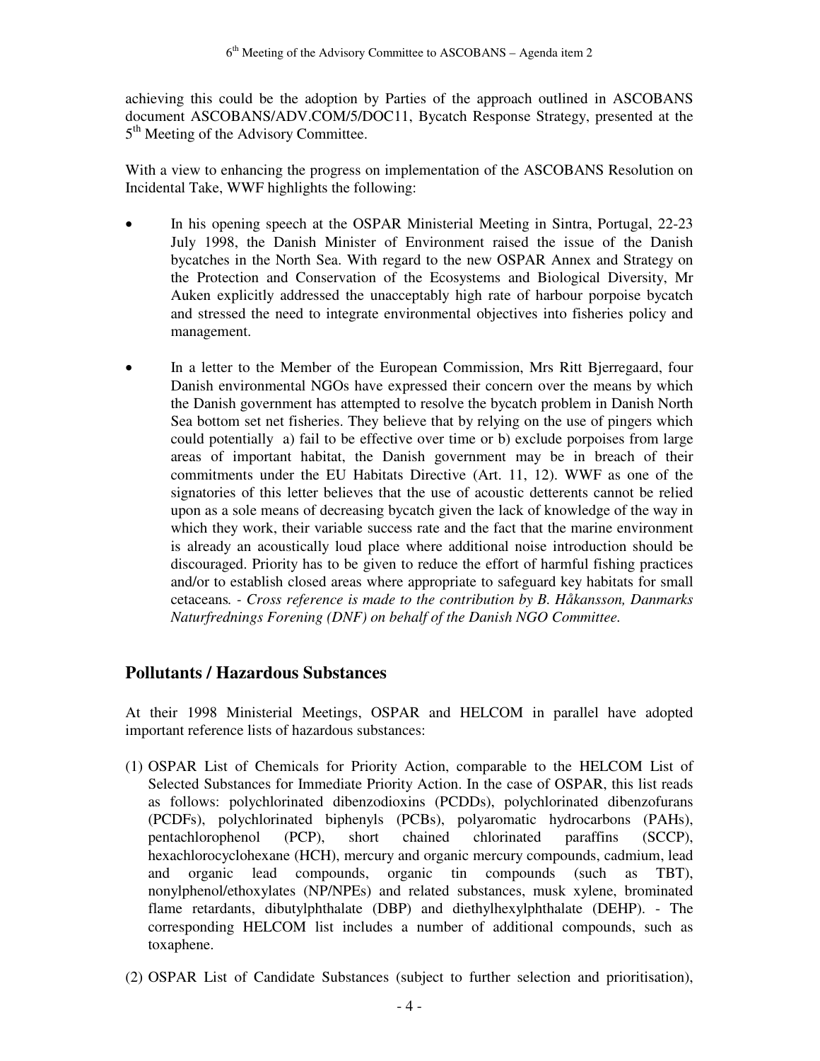achieving this could be the adoption by Parties of the approach outlined in ASCOBANS document ASCOBANS/ADV.COM/5/DOC11, Bycatch Response Strategy, presented at the 5th Meeting of the Advisory Committee.

With a view to enhancing the progress on implementation of the ASCOBANS Resolution on Incidental Take, WWF highlights the following:

- In his opening speech at the OSPAR Ministerial Meeting in Sintra, Portugal, 22-23 July 1998, the Danish Minister of Environment raised the issue of the Danish bycatches in the North Sea. With regard to the new OSPAR Annex and Strategy on the Protection and Conservation of the Ecosystems and Biological Diversity, Mr Auken explicitly addressed the unacceptably high rate of harbour porpoise bycatch and stressed the need to integrate environmental objectives into fisheries policy and management.
- In a letter to the Member of the European Commission, Mrs Ritt Bjerregaard, four Danish environmental NGOs have expressed their concern over the means by which the Danish government has attempted to resolve the bycatch problem in Danish North Sea bottom set net fisheries. They believe that by relying on the use of pingers which could potentially a) fail to be effective over time or b) exclude porpoises from large areas of important habitat, the Danish government may be in breach of their commitments under the EU Habitats Directive (Art. 11, 12). WWF as one of the signatories of this letter believes that the use of acoustic detterents cannot be relied upon as a sole means of decreasing bycatch given the lack of knowledge of the way in which they work, their variable success rate and the fact that the marine environment is already an acoustically loud place where additional noise introduction should be discouraged. Priority has to be given to reduce the effort of harmful fishing practices and/or to establish closed areas where appropriate to safeguard key habitats for small cetaceans. *- Cross reference is made to the contribution by B. Håkansson, Danmarks Naturfrednings Forening (DNF) on behalf of the Danish NGO Committee.*

## Pollutants / Hazardous Substances

At their 1998 Ministerial Meetings, OSPAR and HELCOM in parallel have adopted important reference lists of hazardous substances:

(1) OSPAR List of Chemicals for Priority Action, comparable to the HELCOM List of Selected Substances for Immediate Priority Action. In the case of OSPAR, this list reads as follows: polychlorinated dibenzodioxins (PCDDs), polychlorinated dibenzofurans (PCDFs), polychlorinated biphenyls (PCBs), polyaromatic hydrocarbons (PAHs), pentachlorophenol (PCP), short chained chlorinated paraffins (SCCP), hexachlorocyclohexane (HCH), mercury and organic mercury compounds, cadmium, lead and organic lead compounds, organic tin compounds (such as TBT), nonylphenol/ethoxylates (NP/NPEs) and related substances, musk xylene, brominated flame retardants, dibutylphthalate (DBP) and diethylhexylphthalate (DEHP). - The corresponding HELCOM list includes a number of additional compounds, such as toxaphene.

(2) OSPAR List of Candidate Substances (subject to further selection and prioritisation),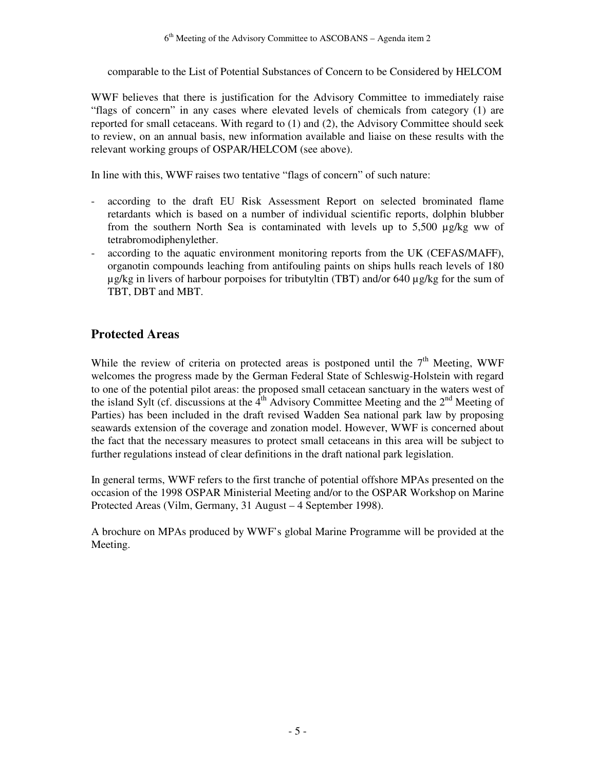comparable to the List of Potential Substances of Concern to be Considered by HELCOM

WWF believes that there is justification for the Advisory Committee to immediately raise "flags of concern" in any cases where elevated levels of chemicals from category (1) are reported for small cetaceans. With regard to (1) and (2), the Advisory Committee should seek to review, on an annual basis, new information available and liaise on these results with the relevant working groups of OSPAR/HELCOM (see above).

In line with this, WWF raises two tentative "flags of concern" of such nature:

- according to the draft EU Risk Assessment Report on selected brominated flame retardants which is based on a number of individual scientific reports, dolphin blubber from the southern North Sea is contaminated with levels up to 5,500 µg/kg ww of tetrabromodiphenylether.
- according to the aquatic environment monitoring reports from the UK (CEFAS/MAFF), organotin compounds leaching from antifouling paints on ships hulls reach levels of 180 µg/kg in livers of harbour porpoises for tributyltin (TBT) and/or 640 µg/kg for the sum of TBT, DBT and MBT.

## Protected Areas

While the review of criteria on protected areas is postponed until the 7th Meeting, WWF welcomes the progress made by the German Federal State of Schleswig-Holstein with regard to one of the potential pilot areas: the proposed small cetacean sanctuary in the waters west of the island Sylt (cf. discussions at the 4th Advisory Committee Meeting and the 2nd Meeting of Parties) has been included in the draft revised Wadden Sea national park law by proposing seawards extension of the coverage and zonation model. However, WWF is concerned about the fact that the necessary measures to protect small cetaceans in this area will be subject to further regulations instead of clear definitions in the draft national park legislation.

In general terms, WWF refers to the first tranche of potential offshore MPAs presented on the occasion of the 1998 OSPAR Ministerial Meeting and/or to the OSPAR Workshop on Marine Protected Areas (Vilm, Germany, 31 August – 4 September 1998).

A brochure on MPAs produced by WWF's global Marine Programme will be provided at the Meeting.